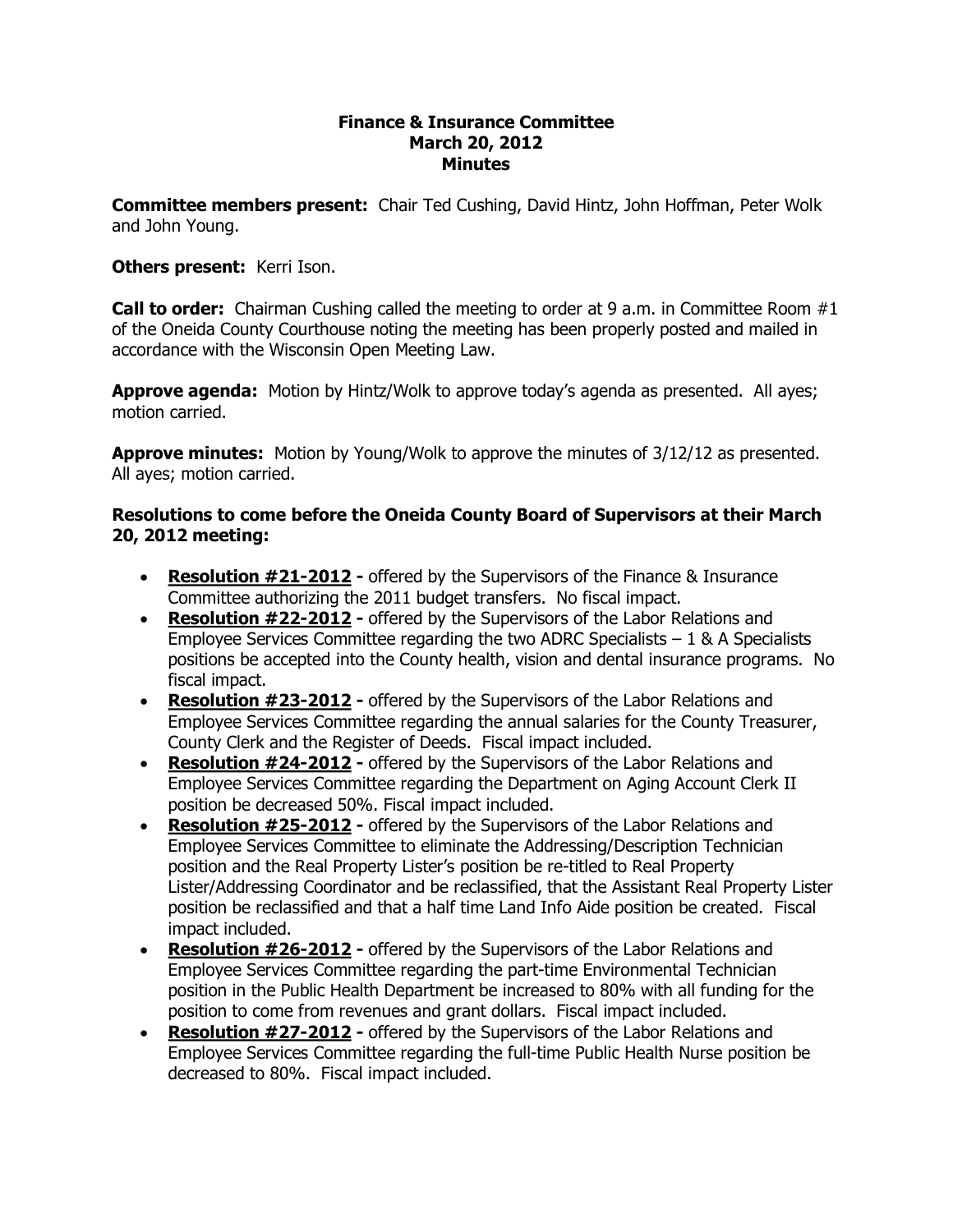# Finance & Insurance Committee
## March 20, 2012
## Minutes

**Committee members present:** Chair Ted Cushing, David Hintz, John Hoffman, Peter Wolk and John Young.

**Others present:** Kerri Ison.

**Call to order:** Chairman Cushing called the meeting to order at 9 a.m. in Committee Room #1 of the Oneida County Courthouse noting the meeting has been properly posted and mailed in accordance with the Wisconsin Open Meeting Law.

**Approve agenda:** Motion by Hintz/Wolk to approve today's agenda as presented. All ayes; motion carried.

**Approve minutes:** Motion by Young/Wolk to approve the minutes of 3/12/12 as presented. All ayes; motion carried.

**Resolutions to come before the Oneida County Board of Supervisors at their March 20, 2012 meeting:**

- **Resolution #21-2012 -** offered by the Supervisors of the Finance & Insurance Committee authorizing the 2011 budget transfers. No fiscal impact.
- **Resolution #22-2012 -** offered by the Supervisors of the Labor Relations and Employee Services Committee regarding the two ADRC Specialists – 1 & A Specialists positions be accepted into the County health, vision and dental insurance programs. No fiscal impact.
- **Resolution #23-2012 -** offered by the Supervisors of the Labor Relations and Employee Services Committee regarding the annual salaries for the County Treasurer, County Clerk and the Register of Deeds. Fiscal impact included.
- **Resolution #24-2012 -** offered by the Supervisors of the Labor Relations and Employee Services Committee regarding the Department on Aging Account Clerk II position be decreased 50%. Fiscal impact included.
- **Resolution #25-2012 -** offered by the Supervisors of the Labor Relations and Employee Services Committee to eliminate the Addressing/Description Technician position and the Real Property Lister's position be re-titled to Real Property Lister/Addressing Coordinator and be reclassified, that the Assistant Real Property Lister position be reclassified and that a half time Land Info Aide position be created. Fiscal impact included.
- **Resolution #26-2012 -** offered by the Supervisors of the Labor Relations and Employee Services Committee regarding the part-time Environmental Technician position in the Public Health Department be increased to 80% with all funding for the position to come from revenues and grant dollars. Fiscal impact included.
- **Resolution #27-2012 -** offered by the Supervisors of the Labor Relations and Employee Services Committee regarding the full-time Public Health Nurse position be decreased to 80%. Fiscal impact included.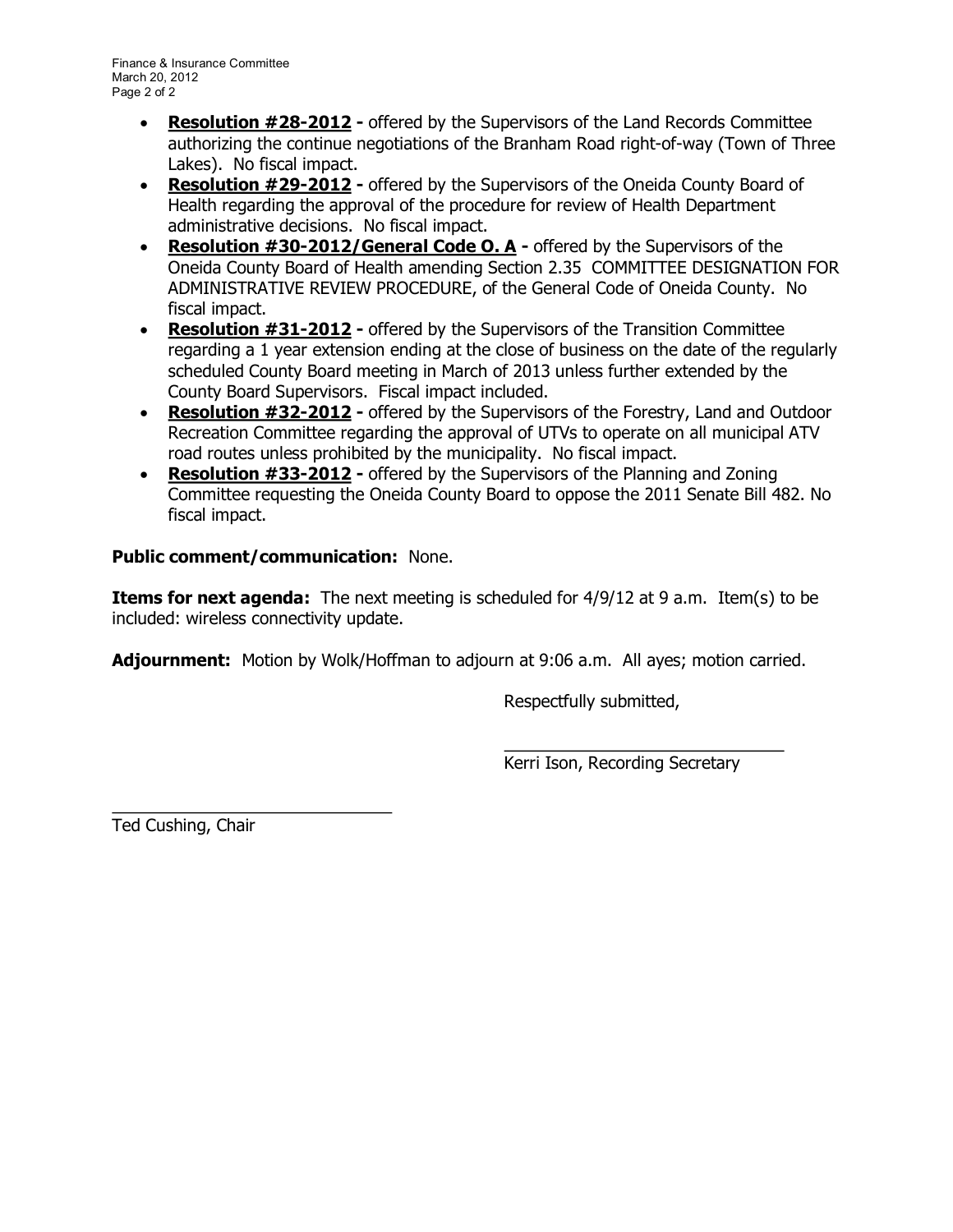- **Resolution #28-2012 -** offered by the Supervisors of the Land Records Committee authorizing the continue negotiations of the Branham Road right-of-way (Town of Three Lakes). No fiscal impact.
- **Resolution #29-2012 -** offered by the Supervisors of the Oneida County Board of Health regarding the approval of the procedure for review of Health Department administrative decisions. No fiscal impact.
- **Resolution #30-2012/General Code O. A -** offered by the Supervisors of the Oneida County Board of Health amending Section 2.35 COMMITTEE DESIGNATION FOR ADMINISTRATIVE REVIEW PROCEDURE, of the General Code of Oneida County. No fiscal impact.
- **Resolution #31-2012 -** offered by the Supervisors of the Transition Committee regarding a 1 year extension ending at the close of business on the date of the regularly scheduled County Board meeting in March of 2013 unless further extended by the County Board Supervisors. Fiscal impact included.
- **Resolution #32-2012 -** offered by the Supervisors of the Forestry, Land and Outdoor Recreation Committee regarding the approval of UTVs to operate on all municipal ATV road routes unless prohibited by the municipality. No fiscal impact.
- **Resolution #33-2012 -** offered by the Supervisors of the Planning and Zoning Committee requesting the Oneida County Board to oppose the 2011 Senate Bill 482. No fiscal impact.

**Public comment/communication:** None.

**Items for next agenda:** The next meeting is scheduled for 4/9/12 at 9 a.m. Item(s) to be included: wireless connectivity update.

**Adjournment:** Motion by Wolk/Hoffman to adjourn at 9:06 a.m. All ayes; motion carried.

Respectfully submitted,

\_\_\_\_\_\_\_\_\_\_\_\_\_\_\_\_\_\_\_\_\_\_\_\_\_\_\_\_\_\_

Kerri Ison, Recording Secretary

\_\_\_\_\_\_\_\_\_\_\_\_\_\_\_\_\_\_\_\_\_\_\_\_\_\_\_\_\_\_

Ted Cushing, Chair